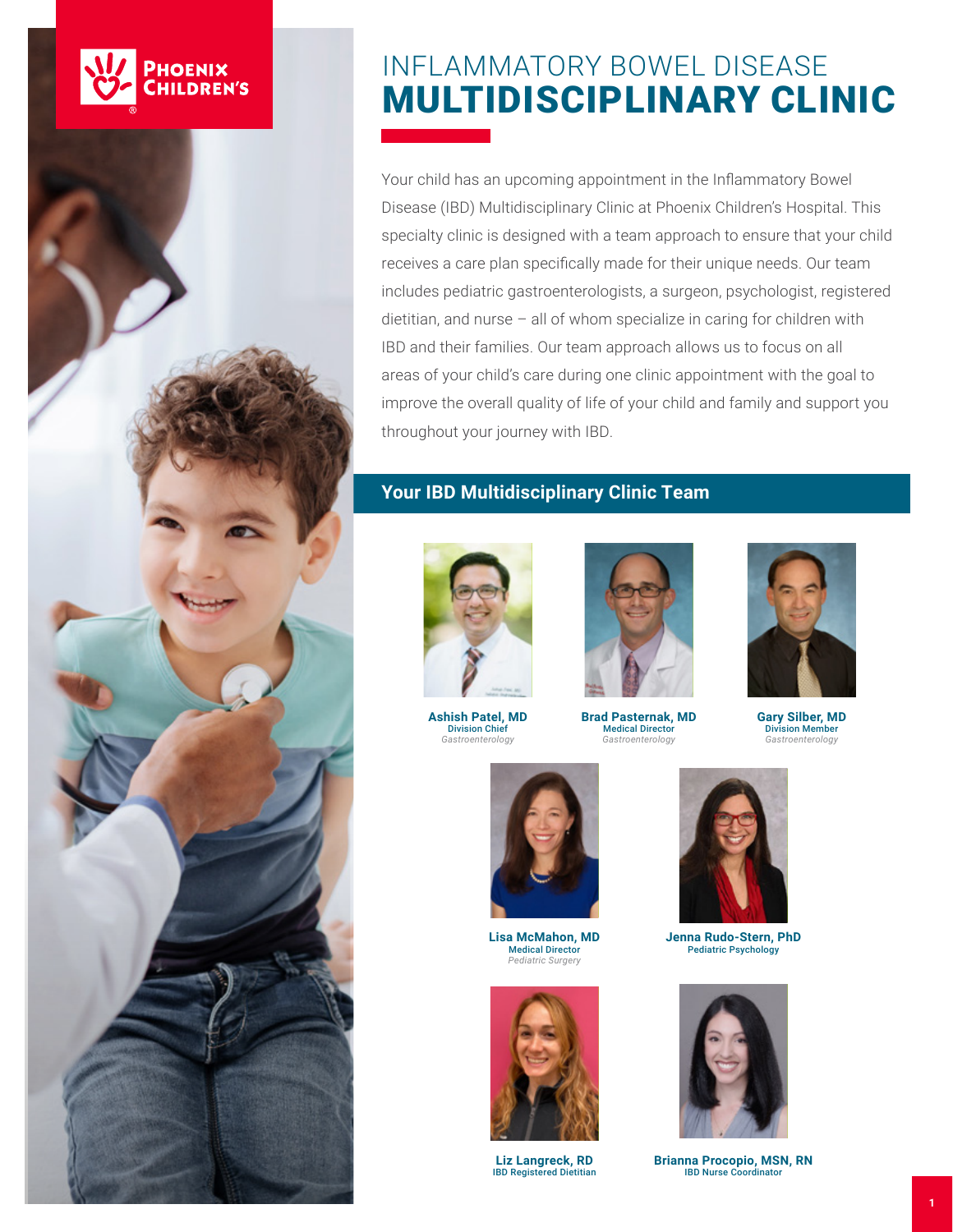Phoenix Children's

# INFLAMMATORY BOWEL DISEASE **MULTIDISCIPLINARY CLINIC**

Your child has an upcoming appointment in the Inflammatory Bowel Disease (IBD) Multidisciplinary Clinic at Phoenix Children's Hospital. This specialty clinic is designed with a team approach to ensure that your child receives a care plan specifically made for their unique needs. Our team includes pediatric gastroenterologists, a surgeon, psychologist, registered dietitian, and nurse – all of whom specialize in caring for children with IBD and their families. Our team approach allows us to focus on all areas of your child's care during one clinic appointment with the goal to improve the overall quality of life of your child and family and support you throughout your journey with IBD.

## Your IBD Multidisciplinary Clinic Team

**Ashish Patel, MD**
Division Chief
*Gastroenterology*

**Brad Pasternak, MD**
Medical Director
*Gastroenterology*

**Gary Silber, MD**
Division Member
*Gastroenterology*

**Lisa McMahon, MD**
Medical Director
*Pediatric Surgery*

**Jenna Rudo-Stern, PhD**
Pediatric Psychology

**Liz Langreck, RD**
IBD Registered Dietitian

**Brianna Procopio, MSN, RN**
IBD Nurse Coordinator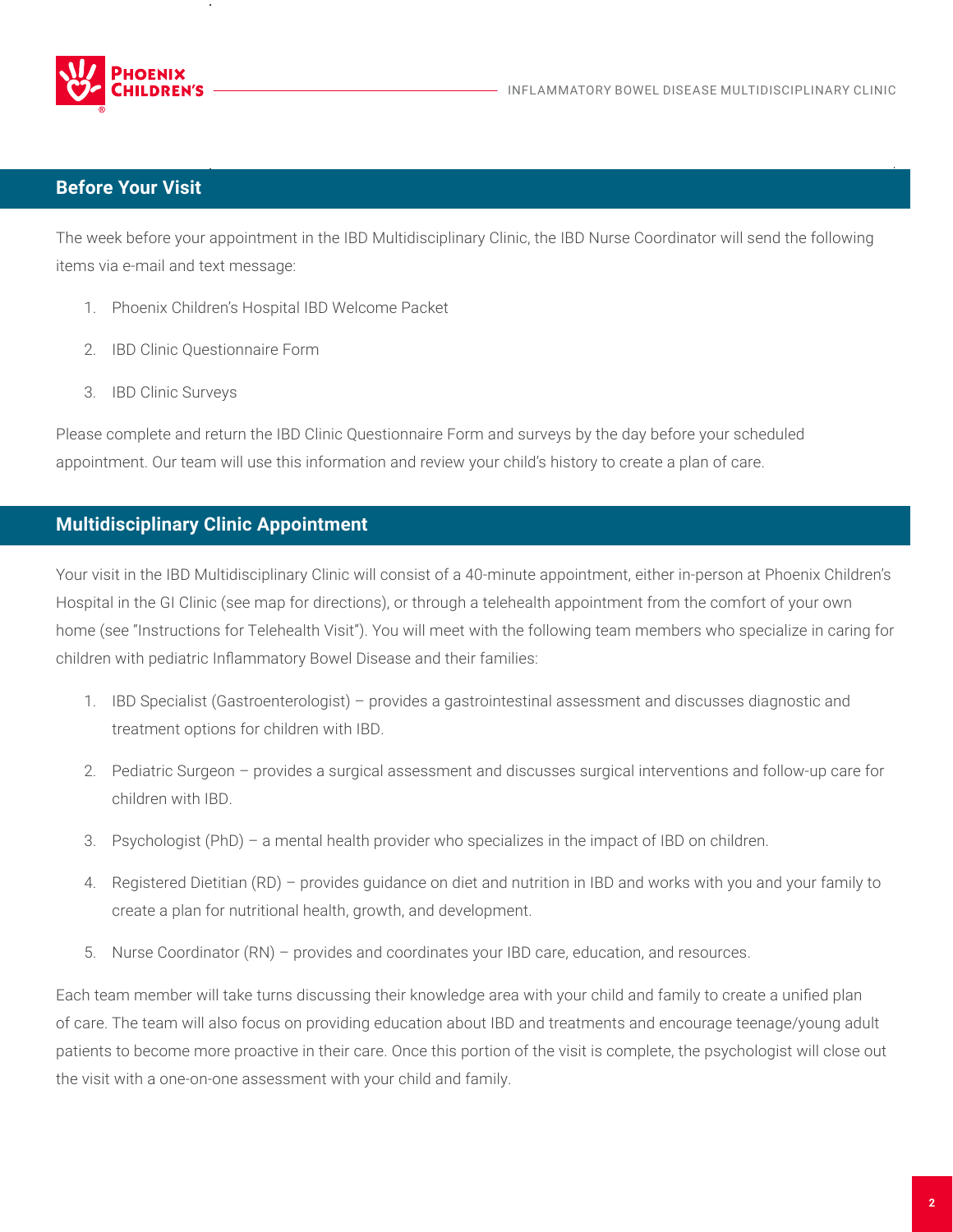## Before Your Visit

The week before your appointment in the IBD Multidisciplinary Clinic, the IBD Nurse Coordinator will send the following items via e-mail and text message:

1. Phoenix Children's Hospital IBD Welcome Packet
2. IBD Clinic Questionnaire Form
3. IBD Clinic Surveys

Please complete and return the IBD Clinic Questionnaire Form and surveys by the day before your scheduled appointment. Our team will use this information and review your child's history to create a plan of care.

## Multidisciplinary Clinic Appointment

Your visit in the IBD Multidisciplinary Clinic will consist of a 40-minute appointment, either in-person at Phoenix Children's Hospital in the GI Clinic (see map for directions), or through a telehealth appointment from the comfort of your own home (see "Instructions for Telehealth Visit"). You will meet with the following team members who specialize in caring for children with pediatric Inflammatory Bowel Disease and their families:

1. IBD Specialist (Gastroenterologist) – provides a gastrointestinal assessment and discusses diagnostic and treatment options for children with IBD.
2. Pediatric Surgeon – provides a surgical assessment and discusses surgical interventions and follow-up care for children with IBD.
3. Psychologist (PhD) – a mental health provider who specializes in the impact of IBD on children.
4. Registered Dietitian (RD) – provides guidance on diet and nutrition in IBD and works with you and your family to create a plan for nutritional health, growth, and development.
5. Nurse Coordinator (RN) – provides and coordinates your IBD care, education, and resources.

Each team member will take turns discussing their knowledge area with your child and family to create a unified plan of care. The team will also focus on providing education about IBD and treatments and encourage teenage/young adult patients to become more proactive in their care. Once this portion of the visit is complete, the psychologist will close out the visit with a one-on-one assessment with your child and family.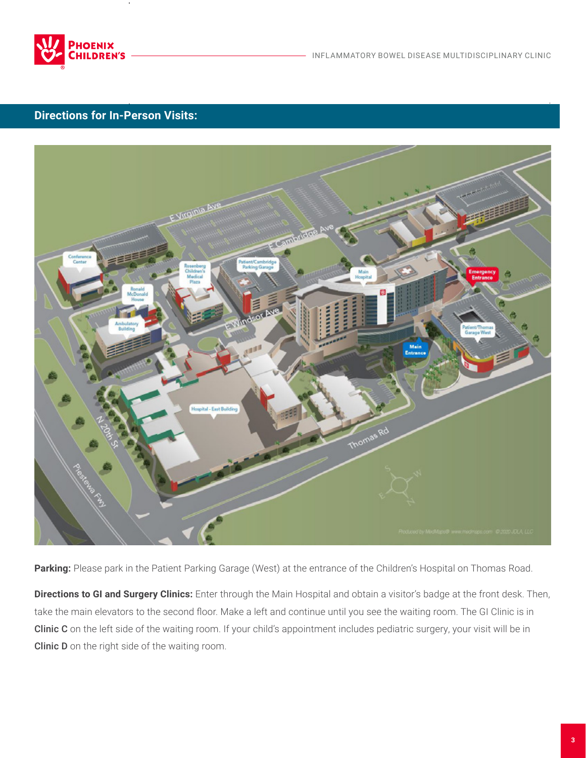## Directions for In-Person Visits:

**Parking:** Please park in the Patient Parking Garage (West) at the entrance of the Children's Hospital on Thomas Road.

**Directions to GI and Surgery Clinics:** Enter through the Main Hospital and obtain a visitor's badge at the front desk. Then, take the main elevators to the second floor. Make a left and continue until you see the waiting room. The GI Clinic is in **Clinic C** on the left side of the waiting room. If your child's appointment includes pediatric surgery, your visit will be in **Clinic D** on the right side of the waiting room.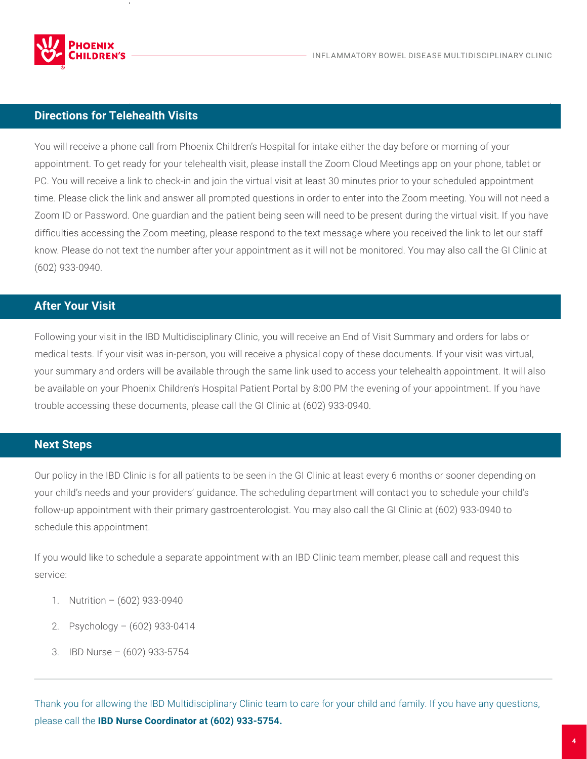## Directions for Telehealth Visits

You will receive a phone call from Phoenix Children's Hospital for intake either the day before or morning of your appointment. To get ready for your telehealth visit, please install the Zoom Cloud Meetings app on your phone, tablet or PC. You will receive a link to check-in and join the virtual visit at least 30 minutes prior to your scheduled appointment time. Please click the link and answer all prompted questions in order to enter into the Zoom meeting. You will not need a Zoom ID or Password. One guardian and the patient being seen will need to be present during the virtual visit. If you have difficulties accessing the Zoom meeting, please respond to the text message where you received the link to let our staff know. Please do not text the number after your appointment as it will not be monitored. You may also call the GI Clinic at (602) 933-0940.

## After Your Visit

Following your visit in the IBD Multidisciplinary Clinic, you will receive an End of Visit Summary and orders for labs or medical tests. If your visit was in-person, you will receive a physical copy of these documents. If your visit was virtual, your summary and orders will be available through the same link used to access your telehealth appointment. It will also be available on your Phoenix Children's Hospital Patient Portal by 8:00 PM the evening of your appointment. If you have trouble accessing these documents, please call the GI Clinic at (602) 933-0940.

## Next Steps

Our policy in the IBD Clinic is for all patients to be seen in the GI Clinic at least every 6 months or sooner depending on your child's needs and your providers' guidance. The scheduling department will contact you to schedule your child's follow-up appointment with their primary gastroenterologist. You may also call the GI Clinic at (602) 933-0940 to schedule this appointment.

If you would like to schedule a separate appointment with an IBD Clinic team member, please call and request this service:

1. Nutrition – (602) 933-0940
2. Psychology – (602) 933-0414
3. IBD Nurse – (602) 933-5754

---

Thank you for allowing the IBD Multidisciplinary Clinic team to care for your child and family. If you have any questions, please call the **IBD Nurse Coordinator at (602) 933-5754.**